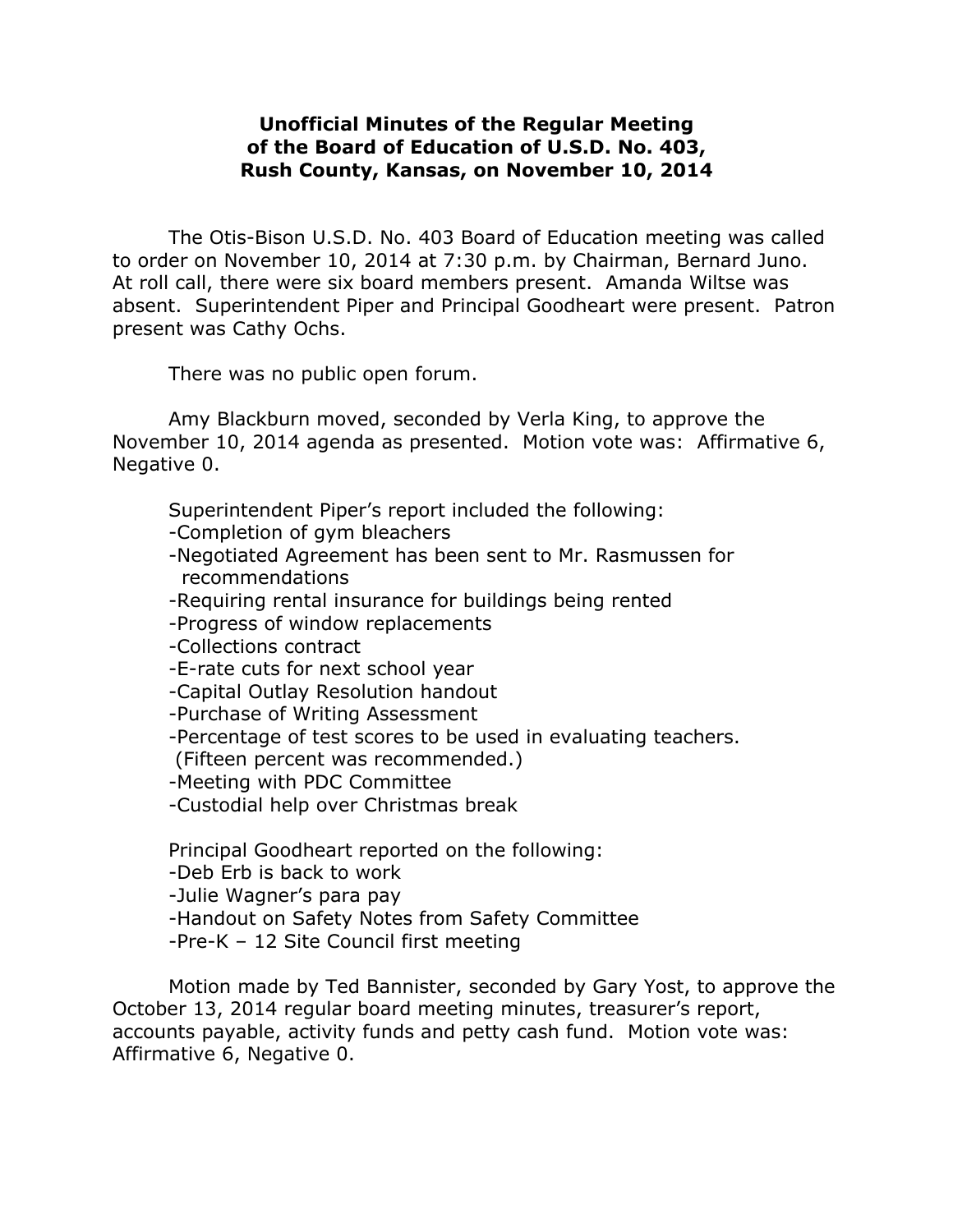**Unofficial Minutes of the Regular Meeting of the Board of Education of U.S.D. No. 403, Rush County, Kansas, on November 10, 2014**

The Otis-Bison U.S.D. No. 403 Board of Education meeting was called to order on November 10, 2014 at 7:30 p.m. by Chairman, Bernard Juno. At roll call, there were six board members present. Amanda Wiltse was absent. Superintendent Piper and Principal Goodheart were present. Patron present was Cathy Ochs.

There was no public open forum.

Amy Blackburn moved, seconded by Verla King, to approve the November 10, 2014 agenda as presented. Motion vote was: Affirmative 6, Negative 0.

Superintendent Piper's report included the following:

- Completion of gym bleachers
- Negotiated Agreement has been sent to Mr. Rasmussen for recommendations
- Requiring rental insurance for buildings being rented
- Progress of window replacements
- Collections contract
- E-rate cuts for next school year
- Capital Outlay Resolution handout
- Purchase of Writing Assessment
- Percentage of test scores to be used in evaluating teachers. (Fifteen percent was recommended.)
- Meeting with PDC Committee
- Custodial help over Christmas break

Principal Goodheart reported on the following:

- Deb Erb is back to work
- Julie Wagner's para pay
- Handout on Safety Notes from Safety Committee
- Pre-K – 12 Site Council first meeting

Motion made by Ted Bannister, seconded by Gary Yost, to approve the October 13, 2014 regular board meeting minutes, treasurer's report, accounts payable, activity funds and petty cash fund. Motion vote was: Affirmative 6, Negative 0.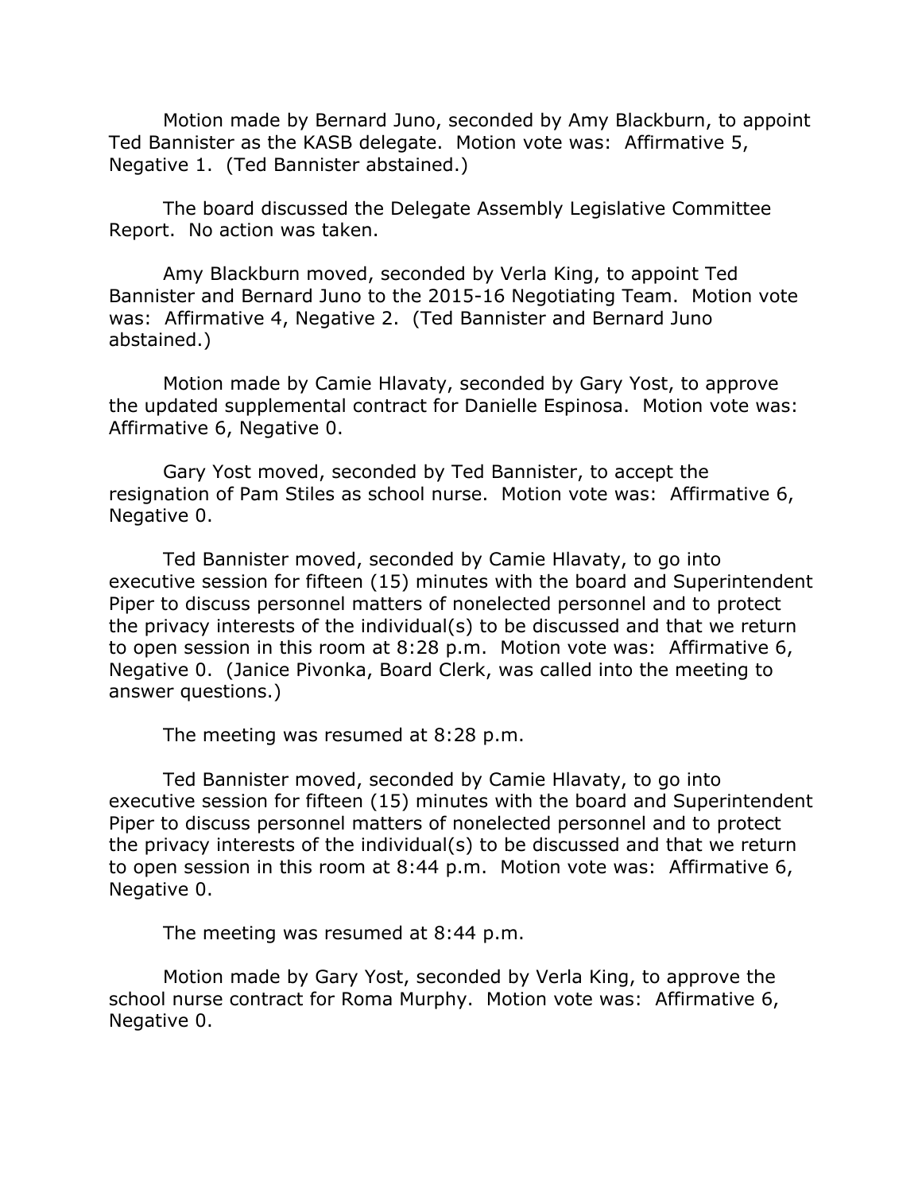Motion made by Bernard Juno, seconded by Amy Blackburn, to appoint Ted Bannister as the KASB delegate. Motion vote was: Affirmative 5, Negative 1. (Ted Bannister abstained.)

The board discussed the Delegate Assembly Legislative Committee Report. No action was taken.

Amy Blackburn moved, seconded by Verla King, to appoint Ted Bannister and Bernard Juno to the 2015-16 Negotiating Team. Motion vote was: Affirmative 4, Negative 2. (Ted Bannister and Bernard Juno abstained.)

Motion made by Camie Hlavaty, seconded by Gary Yost, to approve the updated supplemental contract for Danielle Espinosa. Motion vote was: Affirmative 6, Negative 0.

Gary Yost moved, seconded by Ted Bannister, to accept the resignation of Pam Stiles as school nurse. Motion vote was: Affirmative 6, Negative 0.

Ted Bannister moved, seconded by Camie Hlavaty, to go into executive session for fifteen (15) minutes with the board and Superintendent Piper to discuss personnel matters of nonelected personnel and to protect the privacy interests of the individual(s) to be discussed and that we return to open session in this room at 8:28 p.m. Motion vote was: Affirmative 6, Negative 0. (Janice Pivonka, Board Clerk, was called into the meeting to answer questions.)

The meeting was resumed at 8:28 p.m.

Ted Bannister moved, seconded by Camie Hlavaty, to go into executive session for fifteen (15) minutes with the board and Superintendent Piper to discuss personnel matters of nonelected personnel and to protect the privacy interests of the individual(s) to be discussed and that we return to open session in this room at 8:44 p.m. Motion vote was: Affirmative 6, Negative 0.

The meeting was resumed at 8:44 p.m.

Motion made by Gary Yost, seconded by Verla King, to approve the school nurse contract for Roma Murphy. Motion vote was: Affirmative 6, Negative 0.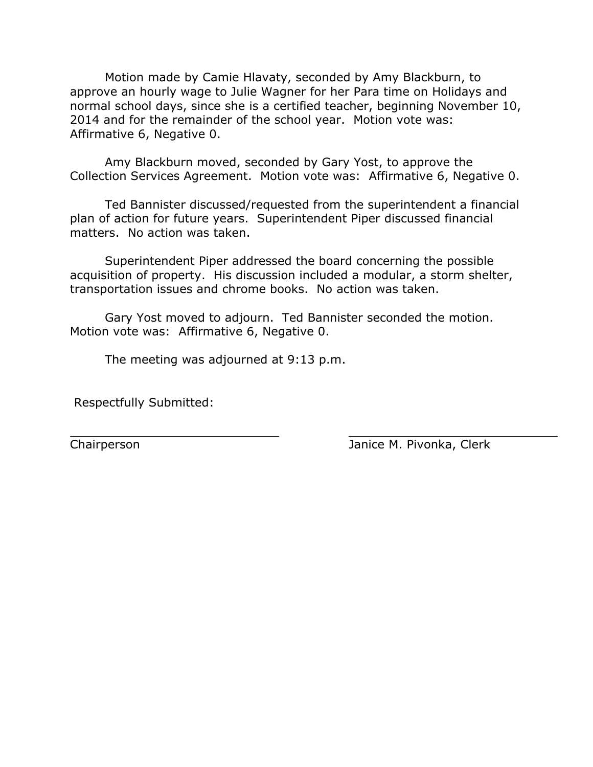Motion made by Camie Hlavaty, seconded by Amy Blackburn, to approve an hourly wage to Julie Wagner for her Para time on Holidays and normal school days, since she is a certified teacher, beginning November 10, 2014 and for the remainder of the school year. Motion vote was: Affirmative 6, Negative 0.

Amy Blackburn moved, seconded by Gary Yost, to approve the Collection Services Agreement. Motion vote was: Affirmative 6, Negative 0.

Ted Bannister discussed/requested from the superintendent a financial plan of action for future years. Superintendent Piper discussed financial matters. No action was taken.

Superintendent Piper addressed the board concerning the possible acquisition of property. His discussion included a modular, a storm shelter, transportation issues and chrome books. No action was taken.

Gary Yost moved to adjourn. Ted Bannister seconded the motion. Motion vote was: Affirmative 6, Negative 0.

The meeting was adjourned at 9:13 p.m.

Respectfully Submitted:

Chairperson

Janice M. Pivonka, Clerk